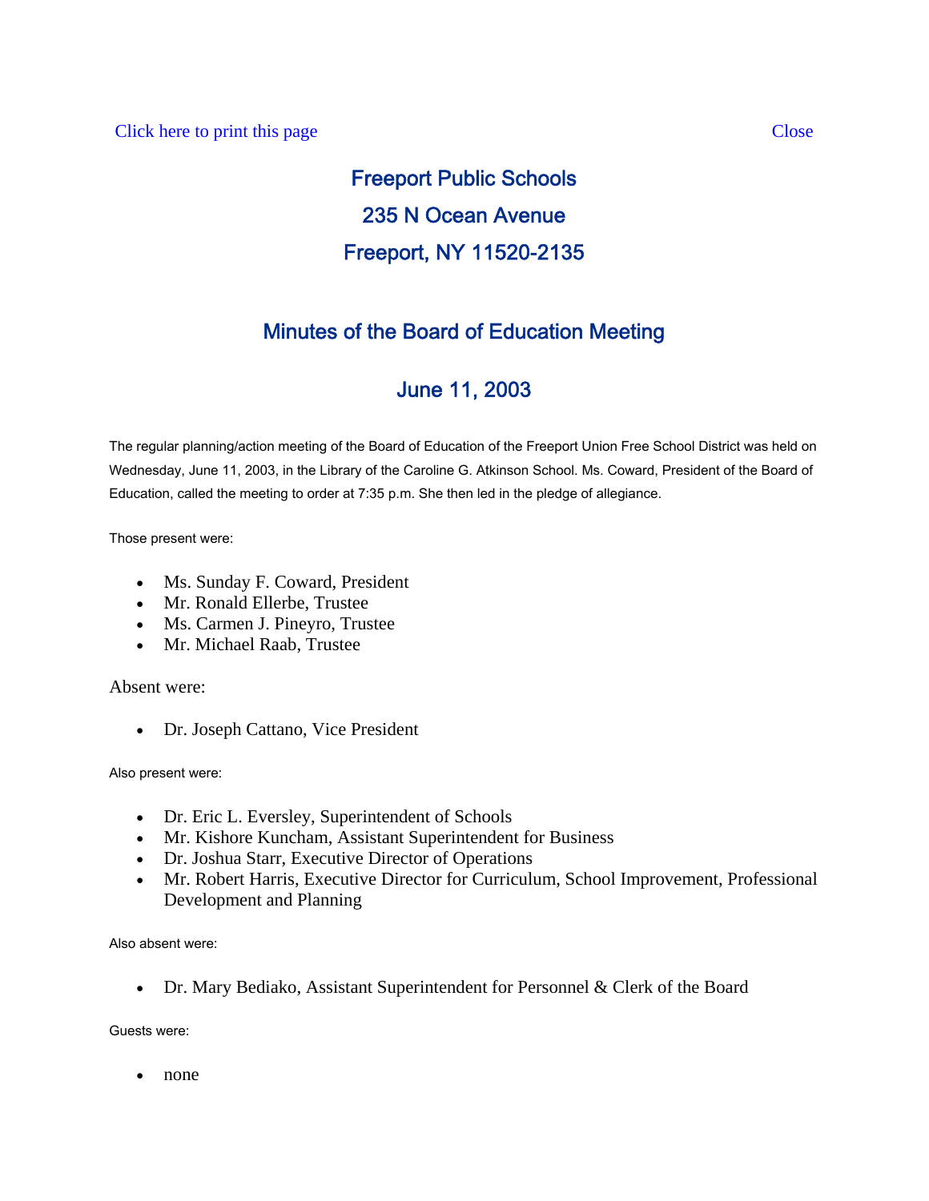Click here to print this page                                                                                    Close

# Freeport Public Schools

## 235 N Ocean Avenue

## Freeport, NY 11520-2135

## Minutes of the Board of Education Meeting

## June 11, 2003

The regular planning/action meeting of the Board of Education of the Freeport Union Free School District was held on Wednesday, June 11, 2003, in the Library of the Caroline G. Atkinson School. Ms. Coward, President of the Board of Education, called the meeting to order at 7:35 p.m. She then led in the pledge of allegiance.

Those present were:

- Ms. Sunday F. Coward, President
- Mr. Ronald Ellerbe, Trustee
- Ms. Carmen J. Pineyro, Trustee
- Mr. Michael Raab, Trustee

Absent were:

- Dr. Joseph Cattano, Vice President

Also present were:

- Dr. Eric L. Eversley, Superintendent of Schools
- Mr. Kishore Kuncham, Assistant Superintendent for Business
- Dr. Joshua Starr, Executive Director of Operations
- Mr. Robert Harris, Executive Director for Curriculum, School Improvement, Professional Development and Planning

Also absent were:

- Dr. Mary Bediako, Assistant Superintendent for Personnel & Clerk of the Board

Guests were:

- none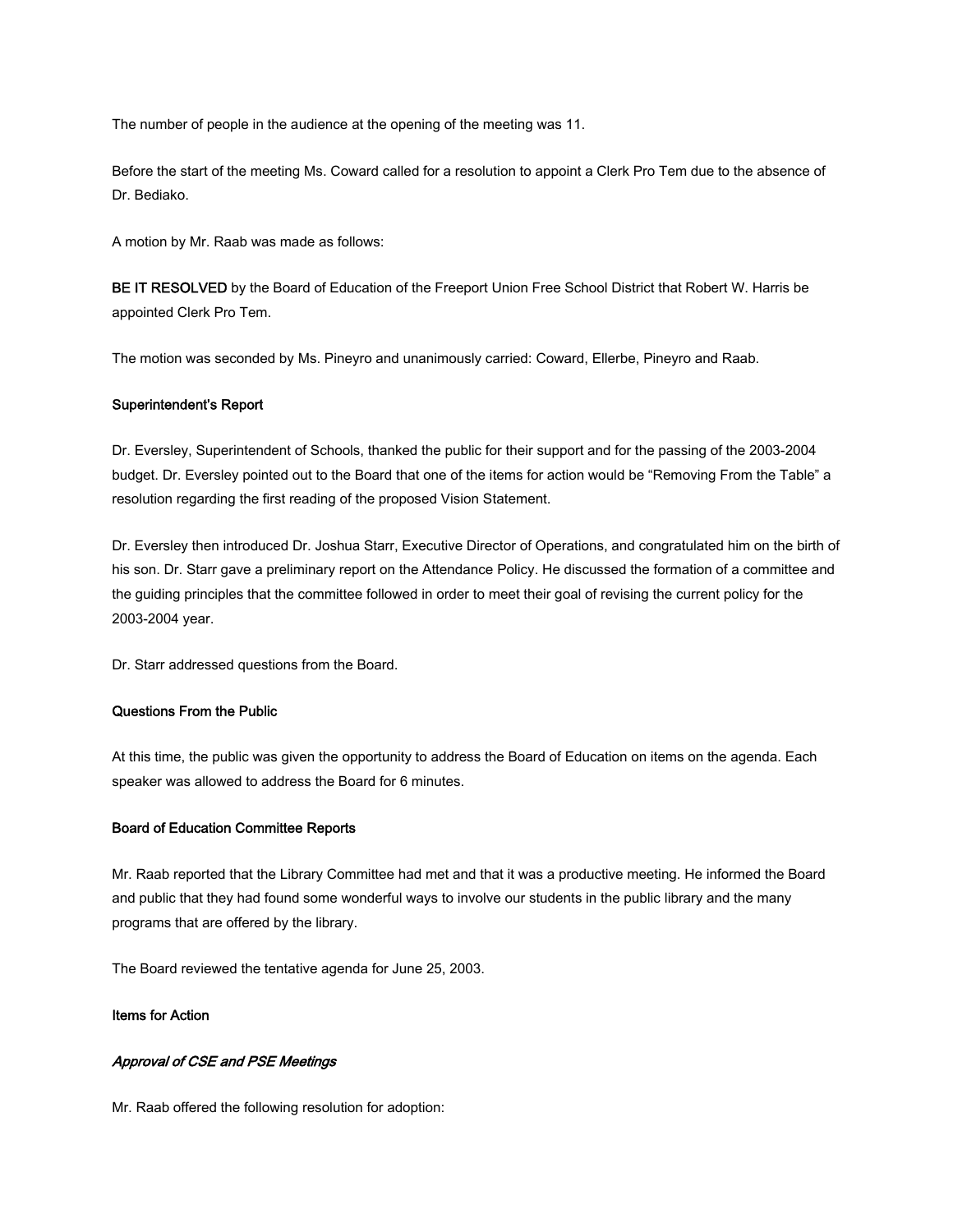The number of people in the audience at the opening of the meeting was 11.

Before the start of the meeting Ms. Coward called for a resolution to appoint a Clerk Pro Tem due to the absence of Dr. Bediako.

A motion by Mr. Raab was made as follows:

**BE IT RESOLVED** by the Board of Education of the Freeport Union Free School District that Robert W. Harris be appointed Clerk Pro Tem.

The motion was seconded by Ms. Pineyro and unanimously carried: Coward, Ellerbe, Pineyro and Raab.

**Superintendent's Report**

Dr. Eversley, Superintendent of Schools, thanked the public for their support and for the passing of the 2003-2004 budget. Dr. Eversley pointed out to the Board that one of the items for action would be "Removing From the Table" a resolution regarding the first reading of the proposed Vision Statement.

Dr. Eversley then introduced Dr. Joshua Starr, Executive Director of Operations, and congratulated him on the birth of his son. Dr. Starr gave a preliminary report on the Attendance Policy. He discussed the formation of a committee and the guiding principles that the committee followed in order to meet their goal of revising the current policy for the 2003-2004 year.

Dr. Starr addressed questions from the Board.

**Questions From the Public**

At this time, the public was given the opportunity to address the Board of Education on items on the agenda. Each speaker was allowed to address the Board for 6 minutes.

**Board of Education Committee Reports**

Mr. Raab reported that the Library Committee had met and that it was a productive meeting. He informed the Board and public that they had found some wonderful ways to involve our students in the public library and the many programs that are offered by the library.

The Board reviewed the tentative agenda for June 25, 2003.

**Items for Action**

***Approval of CSE and PSE Meetings***

Mr. Raab offered the following resolution for adoption: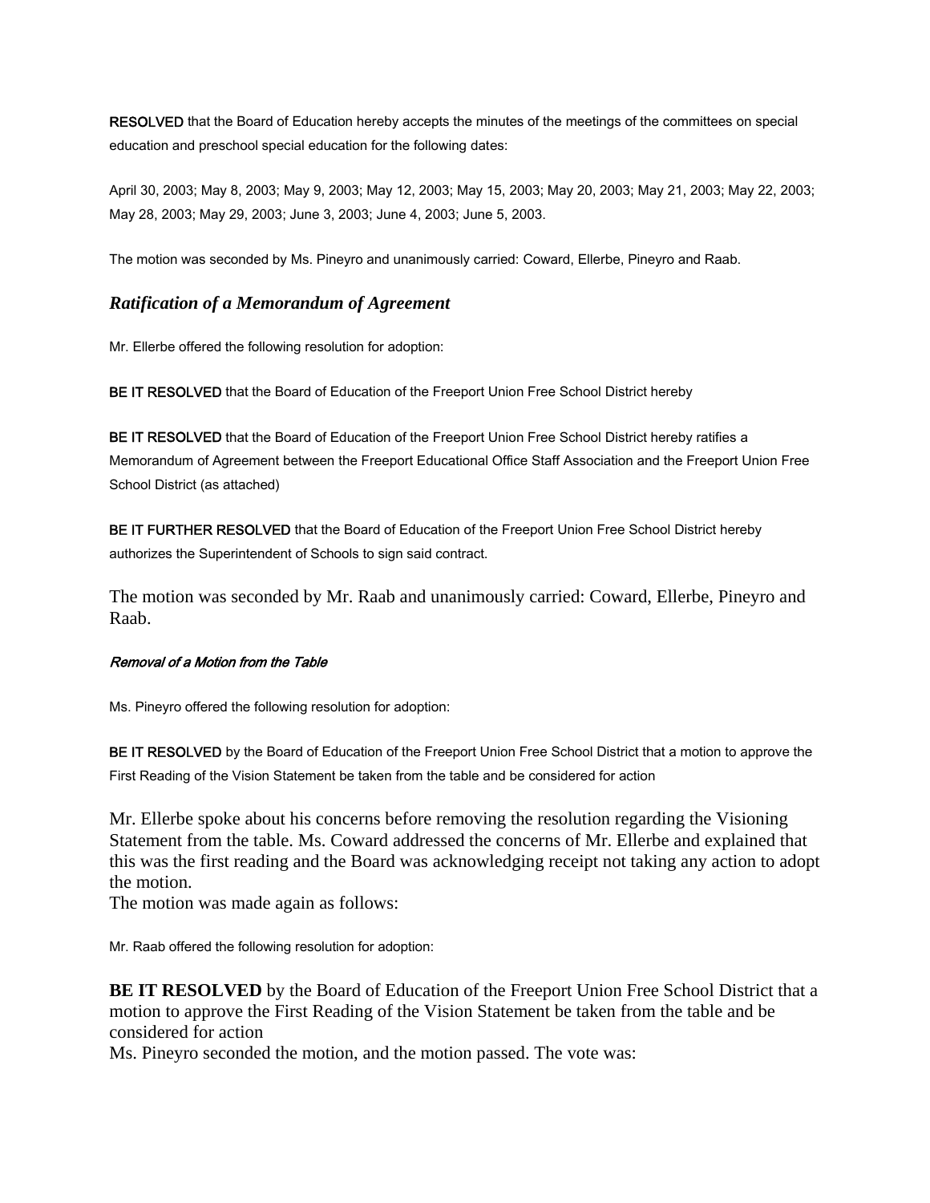**RESOLVED** that the Board of Education hereby accepts the minutes of the meetings of the committees on special education and preschool special education for the following dates:

April 30, 2003; May 8, 2003; May 9, 2003; May 12, 2003; May 15, 2003; May 20, 2003; May 21, 2003; May 22, 2003; May 28, 2003; May 29, 2003; June 3, 2003; June 4, 2003; June 5, 2003.

The motion was seconded by Ms. Pineyro and unanimously carried: Coward, Ellerbe, Pineyro and Raab.

### *Ratification of a Memorandum of Agreement*

Mr. Ellerbe offered the following resolution for adoption:

**BE IT RESOLVED** that the Board of Education of the Freeport Union Free School District hereby

**BE IT RESOLVED** that the Board of Education of the Freeport Union Free School District hereby ratifies a Memorandum of Agreement between the Freeport Educational Office Staff Association and the Freeport Union Free School District (as attached)

**BE IT FURTHER RESOLVED** that the Board of Education of the Freeport Union Free School District hereby authorizes the Superintendent of Schools to sign said contract.

The motion was seconded by Mr. Raab and unanimously carried: Coward, Ellerbe, Pineyro and Raab.

#### *Removal of a Motion from the Table*

Ms. Pineyro offered the following resolution for adoption:

**BE IT RESOLVED** by the Board of Education of the Freeport Union Free School District that a motion to approve the First Reading of the Vision Statement be taken from the table and be considered for action

Mr. Ellerbe spoke about his concerns before removing the resolution regarding the Visioning Statement from the table. Ms. Coward addressed the concerns of Mr. Ellerbe and explained that this was the first reading and the Board was acknowledging receipt not taking any action to adopt the motion.
The motion was made again as follows:

Mr. Raab offered the following resolution for adoption:

**BE IT RESOLVED** by the Board of Education of the Freeport Union Free School District that a motion to approve the First Reading of the Vision Statement be taken from the table and be considered for action
Ms. Pineyro seconded the motion, and the motion passed. The vote was: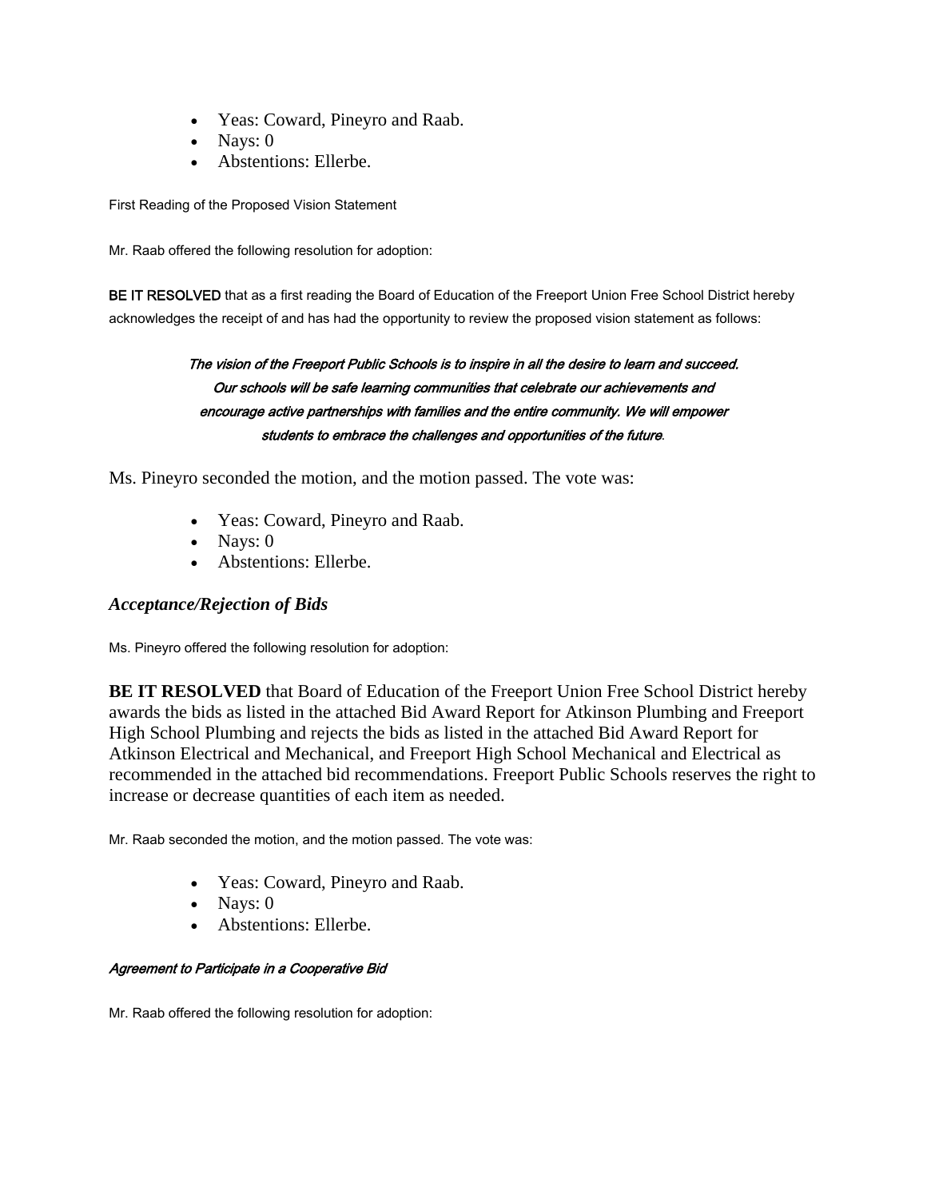- Yeas: Coward, Pineyro and Raab.
- Nays: 0
- Abstentions: Ellerbe.

First Reading of the Proposed Vision Statement

Mr. Raab offered the following resolution for adoption:

BE IT RESOLVED that as a first reading the Board of Education of the Freeport Union Free School District hereby acknowledges the receipt of and has had the opportunity to review the proposed vision statement as follows:

***The vision of the Freeport Public Schools is to inspire in all the desire to learn and succeed. Our schools will be safe learning communities that celebrate our achievements and encourage active partnerships with families and the entire community. We will empower students to embrace the challenges and opportunities of the future.***

Ms. Pineyro seconded the motion, and the motion passed. The vote was:

- Yeas: Coward, Pineyro and Raab.
- Nays: 0
- Abstentions: Ellerbe.

### *Acceptance/Rejection of Bids*

Ms. Pineyro offered the following resolution for adoption:

**BE IT RESOLVED** that Board of Education of the Freeport Union Free School District hereby awards the bids as listed in the attached Bid Award Report for Atkinson Plumbing and Freeport High School Plumbing and rejects the bids as listed in the attached Bid Award Report for Atkinson Electrical and Mechanical, and Freeport High School Mechanical and Electrical as recommended in the attached bid recommendations. Freeport Public Schools reserves the right to increase or decrease quantities of each item as needed.

Mr. Raab seconded the motion, and the motion passed. The vote was:

- Yeas: Coward, Pineyro and Raab.
- Nays: 0
- Abstentions: Ellerbe.

***Agreement to Participate in a Cooperative Bid***

Mr. Raab offered the following resolution for adoption: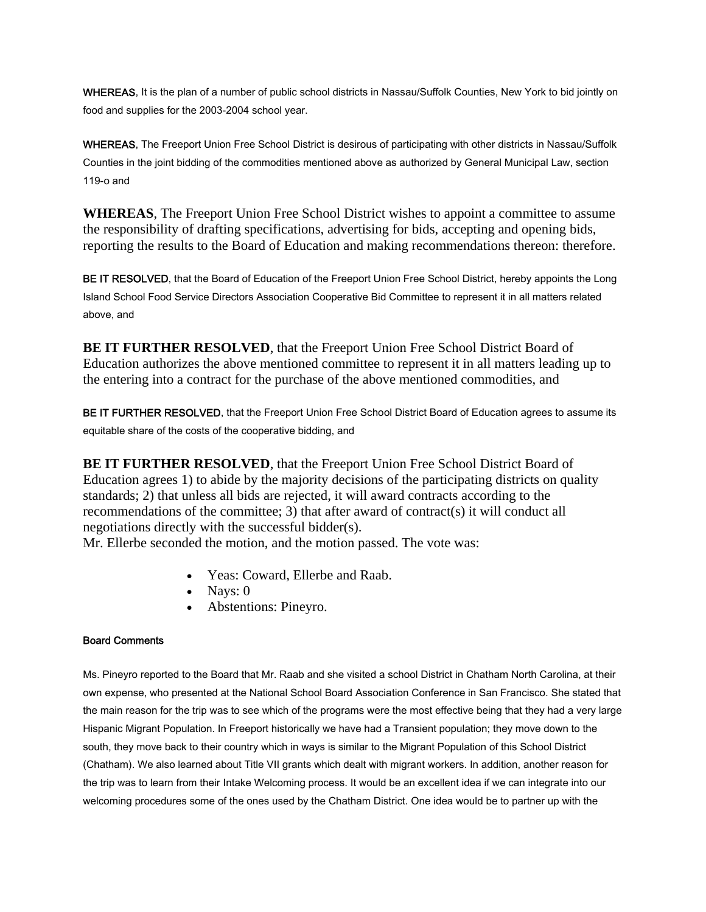**WHEREAS**, It is the plan of a number of public school districts in Nassau/Suffolk Counties, New York to bid jointly on food and supplies for the 2003-2004 school year.

**WHEREAS**, The Freeport Union Free School District is desirous of participating with other districts in Nassau/Suffolk Counties in the joint bidding of the commodities mentioned above as authorized by General Municipal Law, section 119-o and

**WHEREAS**, The Freeport Union Free School District wishes to appoint a committee to assume the responsibility of drafting specifications, advertising for bids, accepting and opening bids, reporting the results to the Board of Education and making recommendations thereon: therefore.

**BE IT RESOLVED**, that the Board of Education of the Freeport Union Free School District, hereby appoints the Long Island School Food Service Directors Association Cooperative Bid Committee to represent it in all matters related above, and

**BE IT FURTHER RESOLVED**, that the Freeport Union Free School District Board of Education authorizes the above mentioned committee to represent it in all matters leading up to the entering into a contract for the purchase of the above mentioned commodities, and

**BE IT FURTHER RESOLVED**, that the Freeport Union Free School District Board of Education agrees to assume its equitable share of the costs of the cooperative bidding, and

**BE IT FURTHER RESOLVED**, that the Freeport Union Free School District Board of Education agrees 1) to abide by the majority decisions of the participating districts on quality standards; 2) that unless all bids are rejected, it will award contracts according to the recommendations of the committee; 3) that after award of contract(s) it will conduct all negotiations directly with the successful bidder(s).
Mr. Ellerbe seconded the motion, and the motion passed. The vote was:

- Yeas: Coward, Ellerbe and Raab.
- Nays: 0
- Abstentions: Pineyro.

**Board Comments**

Ms. Pineyro reported to the Board that Mr. Raab and she visited a school District in Chatham North Carolina, at their own expense, who presented at the National School Board Association Conference in San Francisco. She stated that the main reason for the trip was to see which of the programs were the most effective being that they had a very large Hispanic Migrant Population. In Freeport historically we have had a Transient population; they move down to the south, they move back to their country which in ways is similar to the Migrant Population of this School District (Chatham). We also learned about Title VII grants which dealt with migrant workers. In addition, another reason for the trip was to learn from their Intake Welcoming process. It would be an excellent idea if we can integrate into our welcoming procedures some of the ones used by the Chatham District. One idea would be to partner up with the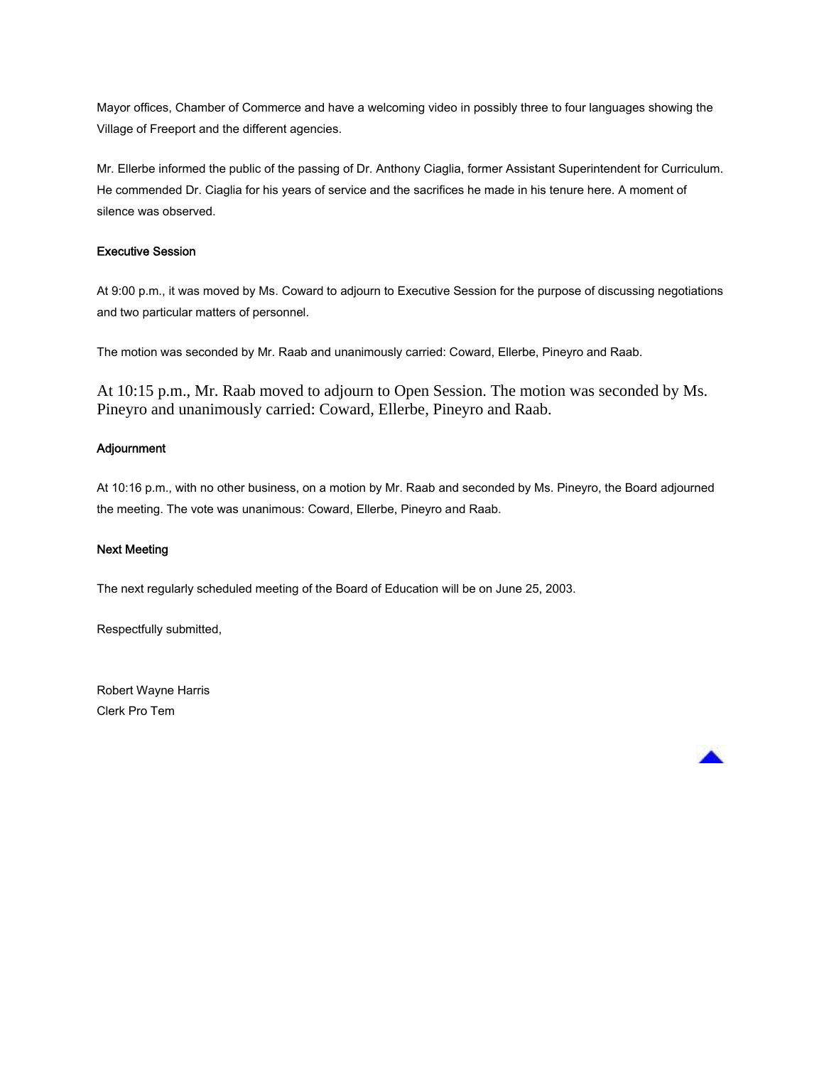Mayor offices, Chamber of Commerce and have a welcoming video in possibly three to four languages showing the Village of Freeport and the different agencies.

Mr. Ellerbe informed the public of the passing of Dr. Anthony Ciaglia, former Assistant Superintendent for Curriculum. He commended Dr. Ciaglia for his years of service and the sacrifices he made in his tenure here. A moment of silence was observed.

**Executive Session**

At 9:00 p.m., it was moved by Ms. Coward to adjourn to Executive Session for the purpose of discussing negotiations and two particular matters of personnel.

The motion was seconded by Mr. Raab and unanimously carried: Coward, Ellerbe, Pineyro and Raab.

At 10:15 p.m., Mr. Raab moved to adjourn to Open Session. The motion was seconded by Ms. Pineyro and unanimously carried: Coward, Ellerbe, Pineyro and Raab.

**Adjournment**

At 10:16 p.m., with no other business, on a motion by Mr. Raab and seconded by Ms. Pineyro, the Board adjourned the meeting. The vote was unanimous: Coward, Ellerbe, Pineyro and Raab.

**Next Meeting**

The next regularly scheduled meeting of the Board of Education will be on June 25, 2003.

Respectfully submitted,

Robert Wayne Harris
Clerk Pro Tem